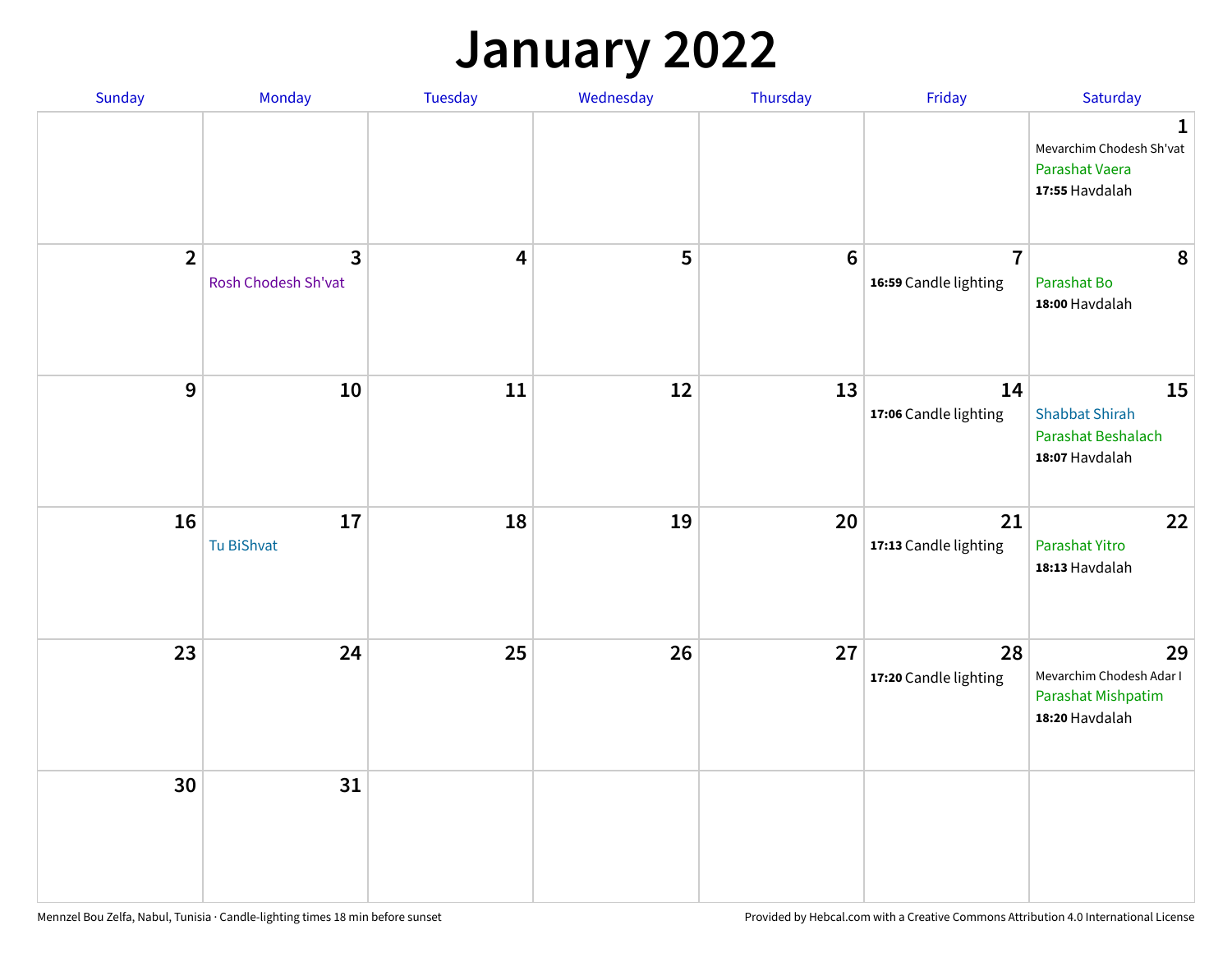# January 2022

| Sunday | Monday | Tuesday | Wednesday | Thursday | Friday | Saturday |
|---|---|---|---|---|---|---|
| | | | | | | **1** Mevarchim Chodesh Sh'vat<br>Parashat Vaera<br>**17:55** Havdalah |
| **2** | **3** Rosh Chodesh Sh'vat | **4** | **5** | **6** | **7** **16:59** Candle lighting | **8** Parashat Bo<br>**18:00** Havdalah |
| **9** | **10** | **11** | **12** | **13** | **14** **17:06** Candle lighting | **15** Shabbat Shirah<br>Parashat Beshalach<br>**18:07** Havdalah |
| **16** | **17** Tu BiShvat | **18** | **19** | **20** | **21** **17:13** Candle lighting | **22** Parashat Yitro<br>**18:13** Havdalah |
| **23** | **24** | **25** | **26** | **27** | **28** **17:20** Candle lighting | **29** Mevarchim Chodesh Adar I<br>Parashat Mishpatim<br>**18:20** Havdalah |
| **30** | **31** | | | | | |

Mennzel Bou Zelfa, Nabul, Tunisia · Candle-lighting times 18 min before sunset

Provided by Hebcal.com with a Creative Commons Attribution 4.0 International License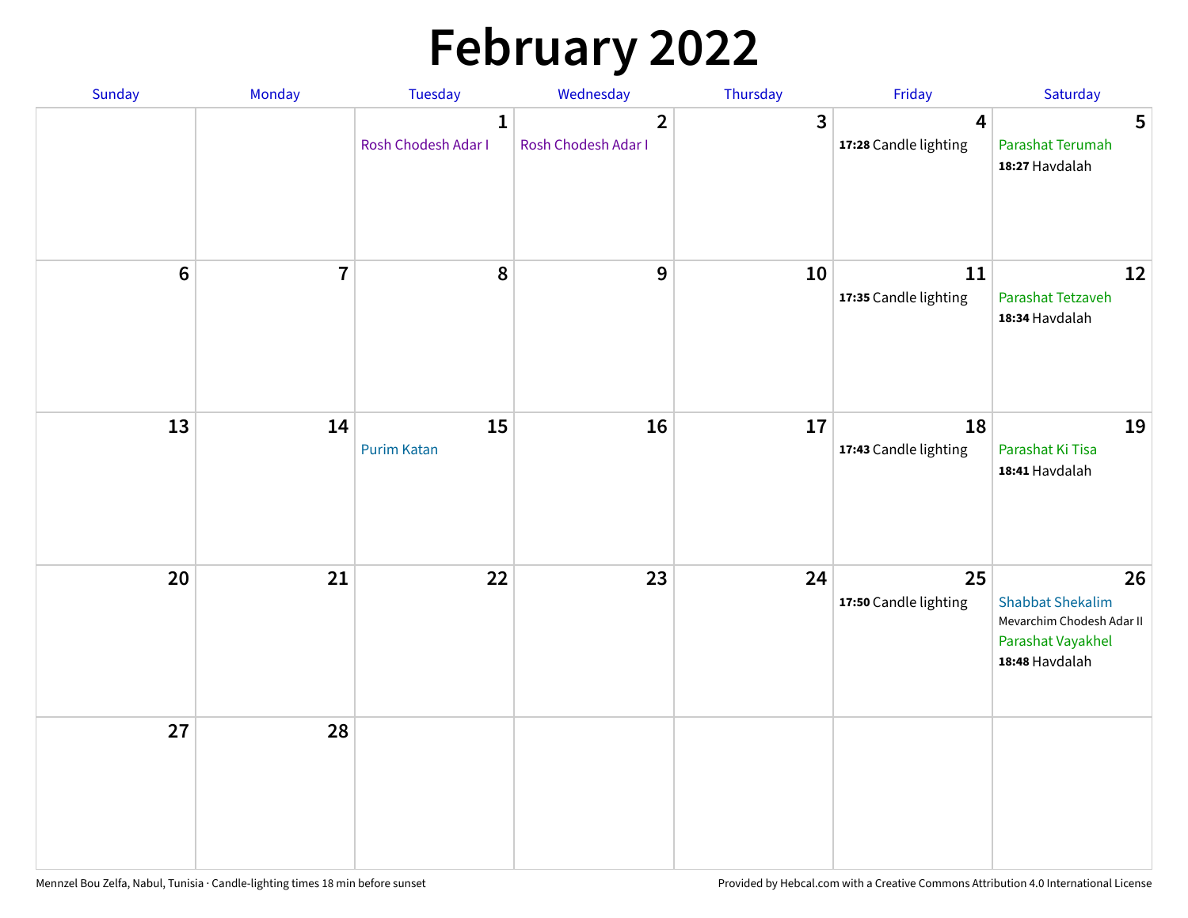# February 2022

| Sunday | Monday | Tuesday | Wednesday | Thursday | Friday | Saturday |
|---|---|---|---|---|---|---|
| | | 1 Rosh Chodesh Adar I | 2 Rosh Chodesh Adar I | 3 | 4 **17:28** Candle lighting | 5 Parashat Terumah **18:27** Havdalah |
| 6 | 7 | 8 | 9 | 10 | 11 **17:35** Candle lighting | 12 Parashat Tetzaveh **18:34** Havdalah |
| 13 | 14 | 15 Purim Katan | 16 | 17 | 18 **17:43** Candle lighting | 19 Parashat Ki Tisa **18:41** Havdalah |
| 20 | 21 | 22 | 23 | 24 | 25 **17:50** Candle lighting | 26 Shabbat Shekalim Mevarchim Chodesh Adar II Parashat Vayakhel **18:48** Havdalah |
| 27 | 28 | | | | | |

Mennzel Bou Zelfa, Nabul, Tunisia · Candle-lighting times 18 min before sunset

Provided by Hebcal.com with a Creative Commons Attribution 4.0 International License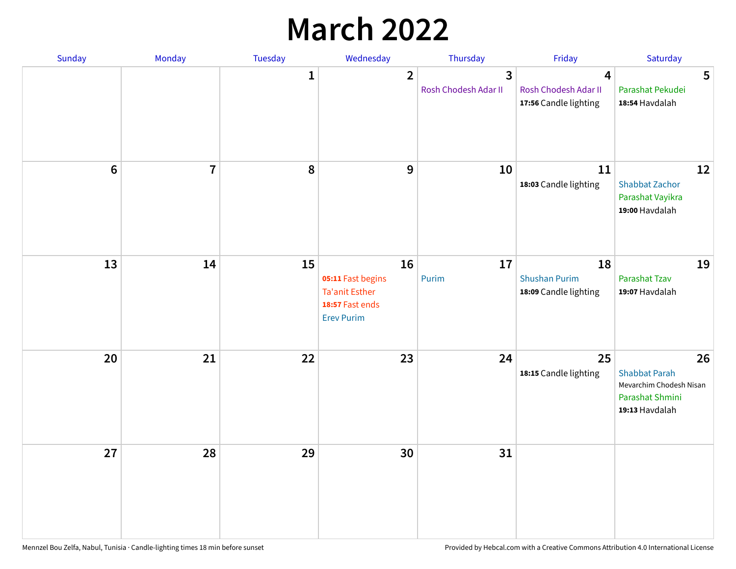# March 2022

| Sunday | Monday | Tuesday | Wednesday | Thursday | Friday | Saturday |
|---|---|---|---|---|---|---|
| | | 1 | 2 | 3<br>Rosh Chodesh Adar II | 4<br>Rosh Chodesh Adar II<br>**17:56** Candle lighting | 5<br>Parashat Pekudei<br>**18:54** Havdalah |
| 6 | 7 | 8 | 9 | 10 | 11<br>**18:03** Candle lighting | 12<br>Shabbat Zachor<br>Parashat Vayikra<br>**19:00** Havdalah |
| 13 | 14 | 15 | 16<br>**05:11** Fast begins<br>Ta'anit Esther<br>**18:57** Fast ends<br>Erev Purim | 17<br>Purim | 18<br>Shushan Purim<br>**18:09** Candle lighting | 19<br>Parashat Tzav<br>**19:07** Havdalah |
| 20 | 21 | 22 | 23 | 24 | 25<br>**18:15** Candle lighting | 26<br>Shabbat Parah<br>Mevarchim Chodesh Nisan<br>Parashat Shmini<br>**19:13** Havdalah |
| 27 | 28 | 29 | 30 | 31 | | |

Mennzel Bou Zelfa, Nabul, Tunisia · Candle-lighting times 18 min before sunset

Provided by Hebcal.com with a Creative Commons Attribution 4.0 International License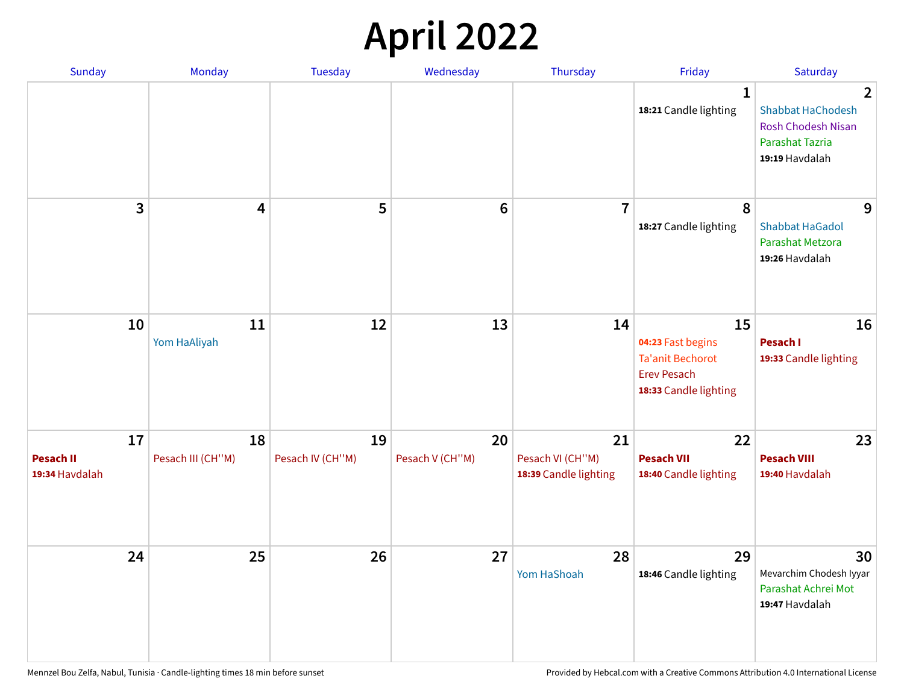# April 2022

| Sunday | Monday | Tuesday | Wednesday | Thursday | Friday | Saturday |
| --- | --- | --- | --- | --- | --- | --- |
| | | | | | **1**<br>**18:21** Candle lighting | **2**<br>Shabbat HaChodesh<br>Rosh Chodesh Nisan<br>Parashat Tazria<br>**19:19** Havdalah |
| **3** | **4** | **5** | **6** | **7** | **8**<br>**18:27** Candle lighting | **9**<br>Shabbat HaGadol<br>Parashat Metzora<br>**19:26** Havdalah |
| **10** | **11**<br>Yom HaAliyah | **12** | **13** | **14** | **15**<br>**04:23** Fast begins<br>Ta'anit Bechorot<br>Erev Pesach<br>**18:33** Candle lighting | **16**<br>**Pesach I**<br>**19:33** Candle lighting |
| **17**<br>**Pesach II**<br>**19:34** Havdalah | **18**<br>Pesach III (CH''M) | **19**<br>Pesach IV (CH''M) | **20**<br>Pesach V (CH''M) | **21**<br>Pesach VI (CH''M)<br>**18:39** Candle lighting | **22**<br>**Pesach VII**<br>**18:40** Candle lighting | **23**<br>**Pesach VIII**<br>**19:40** Havdalah |
| **24** | **25** | **26** | **27** | **28**<br>Yom HaShoah | **29**<br>**18:46** Candle lighting | **30**<br>Mevarchim Chodesh Iyyar<br>Parashat Achrei Mot<br>**19:47** Havdalah |

Mennzel Bou Zelfa, Nabul, Tunisia · Candle-lighting times 18 min before sunset

Provided by Hebcal.com with a Creative Commons Attribution 4.0 International License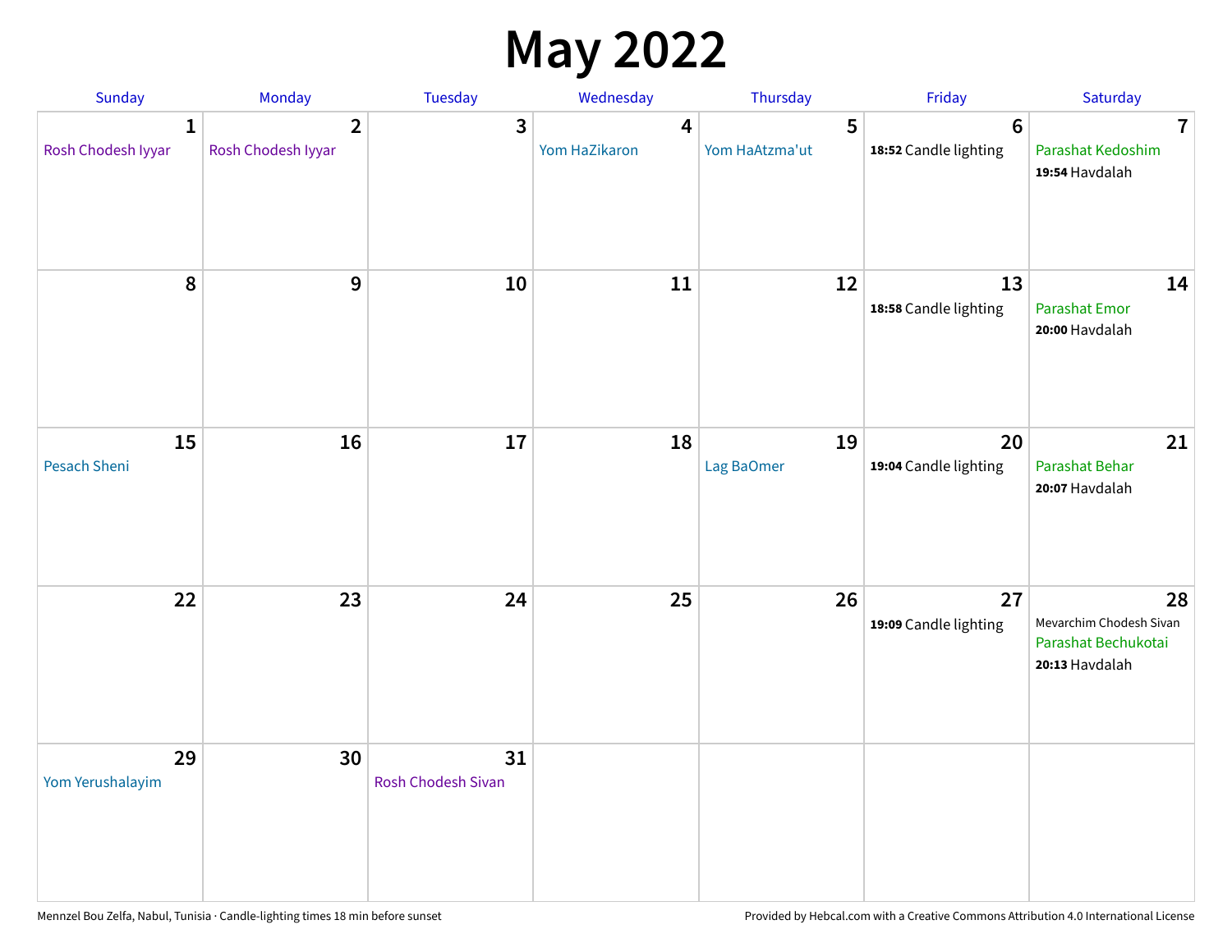# May 2022

| Sunday | Monday | Tuesday | Wednesday | Thursday | Friday | Saturday |
|---|---|---|---|---|---|---|
| **1** Rosh Chodesh Iyyar | **2** Rosh Chodesh Iyyar | **3** | **4** Yom HaZikaron | **5** Yom HaAtzma'ut | **6** **18:52** Candle lighting | **7** Parashat Kedoshim **19:54** Havdalah |
| **8** | **9** | **10** | **11** | **12** | **13** **18:58** Candle lighting | **14** Parashat Emor **20:00** Havdalah |
| **15** Pesach Sheni | **16** | **17** | **18** | **19** Lag BaOmer | **20** **19:04** Candle lighting | **21** Parashat Behar **20:07** Havdalah |
| **22** | **23** | **24** | **25** | **26** | **27** **19:09** Candle lighting | **28** Mevarchim Chodesh Sivan Parashat Bechukotai **20:13** Havdalah |
| **29** Yom Yerushalayim | **30** | **31** Rosh Chodesh Sivan | | | | |

Mennzel Bou Zelfa, Nabul, Tunisia · Candle-lighting times 18 min before sunset

Provided by Hebcal.com with a Creative Commons Attribution 4.0 International License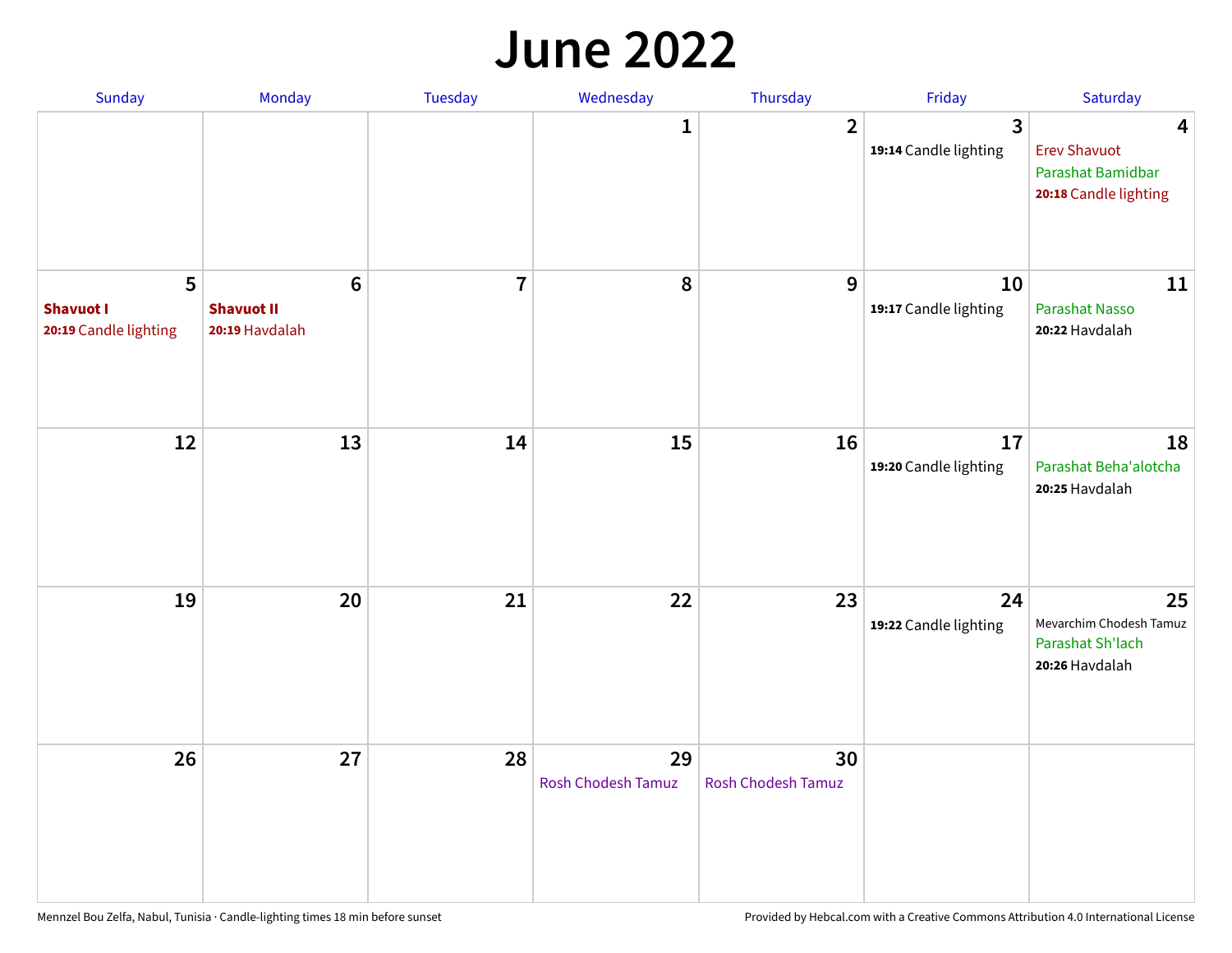# June 2022

| Sunday | Monday | Tuesday | Wednesday | Thursday | Friday | Saturday |
|---|---|---|---|---|---|---|
| | | | 1 | 2 | 3<br>**19:14** Candle lighting | 4<br>Erev Shavuot<br>Parashat Bamidbar<br>**20:18** Candle lighting |
| 5<br>**Shavuot I**<br>**20:19** Candle lighting | 6<br>**Shavuot II**<br>**20:19** Havdalah | 7 | 8 | 9 | 10<br>**19:17** Candle lighting | 11<br>Parashat Nasso<br>**20:22** Havdalah |
| 12 | 13 | 14 | 15 | 16 | 17<br>**19:20** Candle lighting | 18<br>Parashat Beha'alotcha<br>**20:25** Havdalah |
| 19 | 20 | 21 | 22 | 23 | 24<br>**19:22** Candle lighting | 25<br>Mevarchim Chodesh Tamuz<br>Parashat Sh'lach<br>**20:26** Havdalah |
| 26 | 27 | 28 | 29<br>Rosh Chodesh Tamuz | 30<br>Rosh Chodesh Tamuz | | |

Mennzel Bou Zelfa, Nabul, Tunisia · Candle-lighting times 18 min before sunset

Provided by Hebcal.com with a Creative Commons Attribution 4.0 International License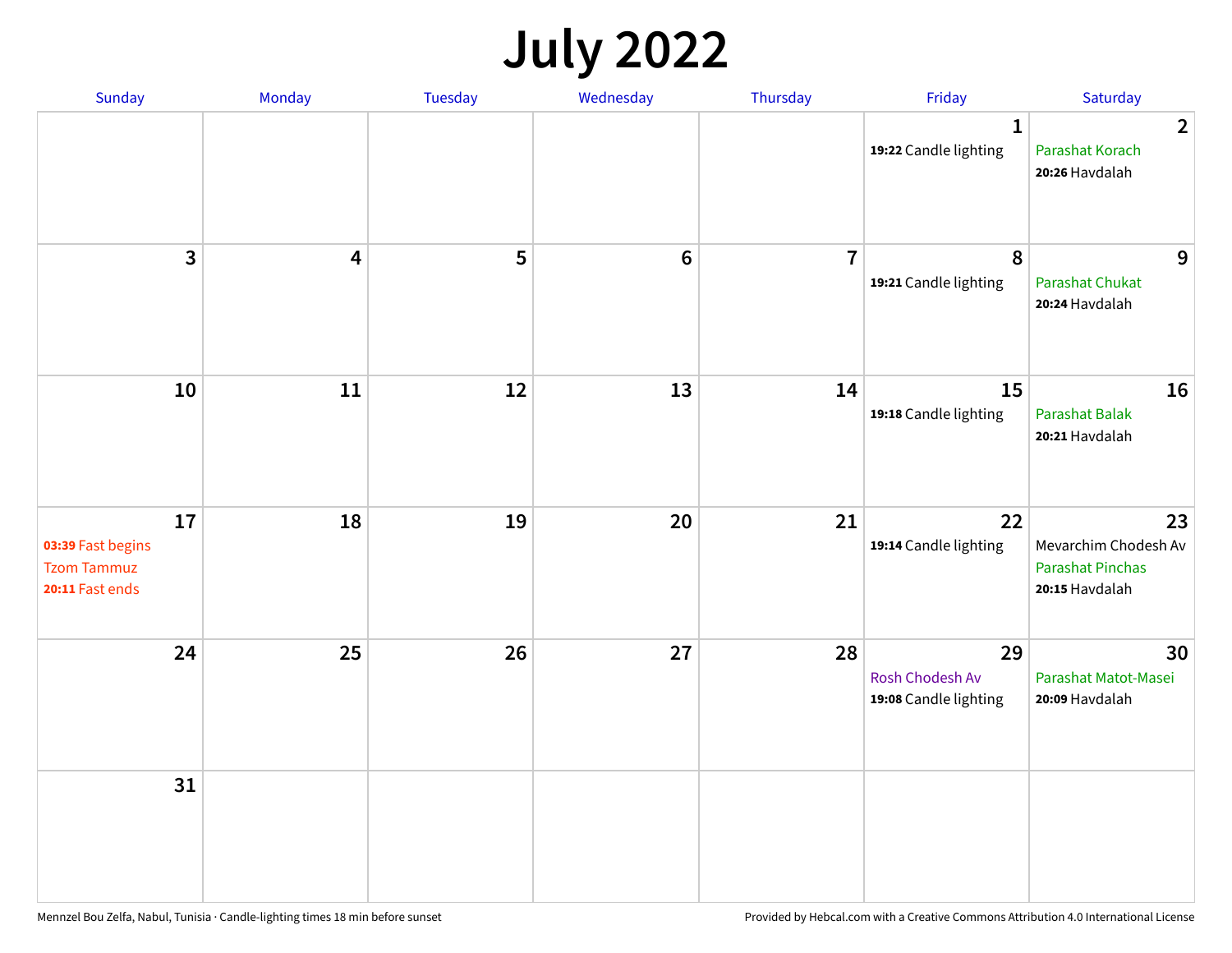# July 2022

| Sunday | Monday | Tuesday | Wednesday | Thursday | Friday | Saturday |
|---|---|---|---|---|---|---|
| | | | | | 1<br>**19:22** Candle lighting | 2<br>Parashat Korach<br>**20:26** Havdalah |
| 3 | 4 | 5 | 6 | 7 | 8<br>**19:21** Candle lighting | 9<br>Parashat Chukat<br>**20:24** Havdalah |
| 10 | 11 | 12 | 13 | 14 | 15<br>**19:18** Candle lighting | 16<br>Parashat Balak<br>**20:21** Havdalah |
| 17<br>**03:39** Fast begins<br>Tzom Tammuz<br>**20:11** Fast ends | 18 | 19 | 20 | 21 | 22<br>**19:14** Candle lighting | 23<br>Mevarchim Chodesh Av<br>Parashat Pinchas<br>**20:15** Havdalah |
| 24 | 25 | 26 | 27 | 28 | 29<br>Rosh Chodesh Av<br>**19:08** Candle lighting | 30<br>Parashat Matot-Masei<br>**20:09** Havdalah |
| 31 | | | | | | |

Mennzel Bou Zelfa, Nabul, Tunisia · Candle-lighting times 18 min before sunset

Provided by Hebcal.com with a Creative Commons Attribution 4.0 International License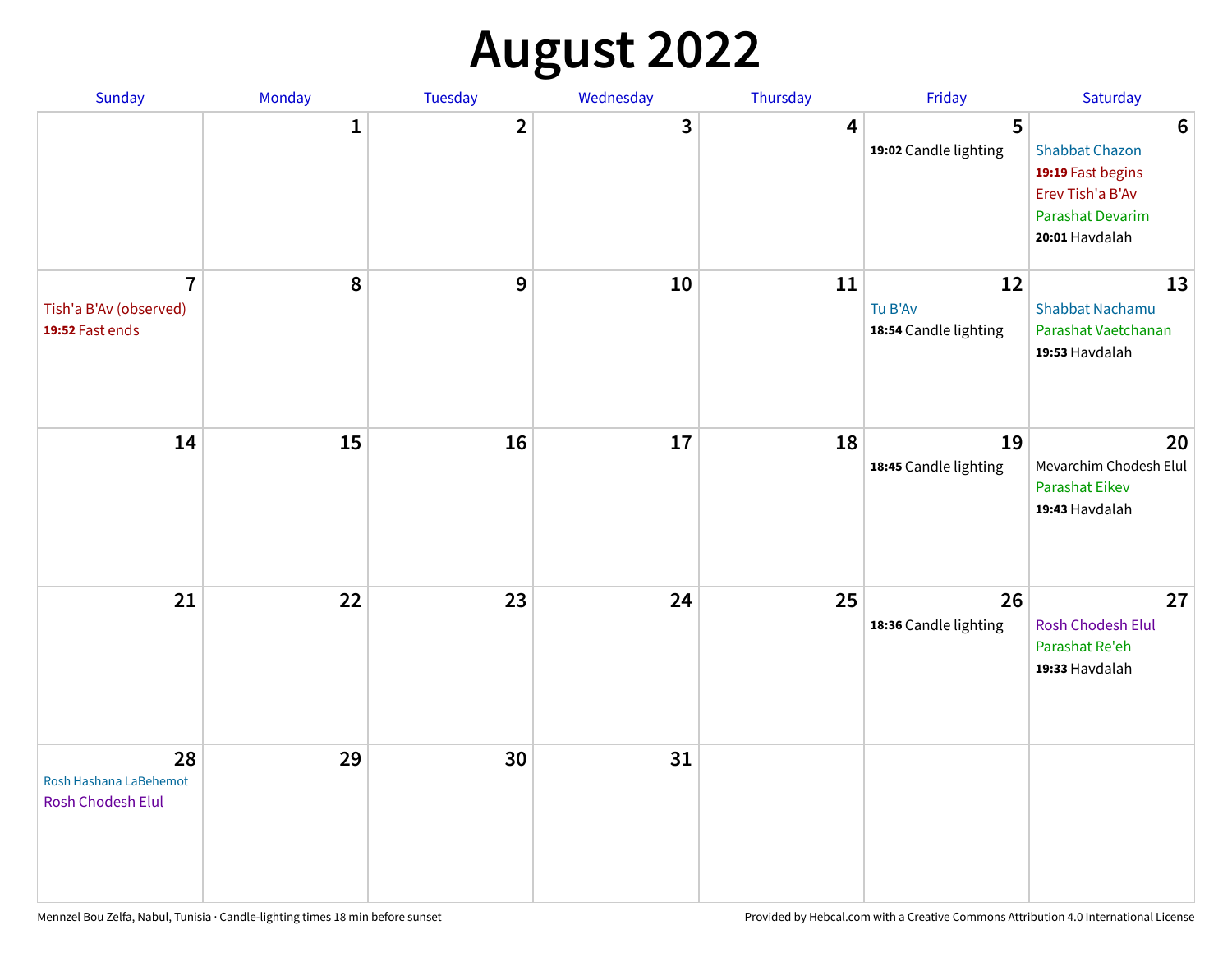# August 2022

| Sunday | Monday | Tuesday | Wednesday | Thursday | Friday | Saturday |
|---|---|---|---|---|---|---|
| | 1 | 2 | 3 | 4 | 5<br>**19:02** Candle lighting | 6<br>Shabbat Chazon<br>**19:19** Fast begins<br>Erev Tish'a B'Av<br>Parashat Devarim<br>**20:01** Havdalah |
| 7<br>Tish'a B'Av (observed)<br>**19:52** Fast ends | 8 | 9 | 10 | 11 | 12<br>Tu B'Av<br>**18:54** Candle lighting | 13<br>Shabbat Nachamu<br>Parashat Vaetchanan<br>**19:53** Havdalah |
| 14 | 15 | 16 | 17 | 18 | 19<br>**18:45** Candle lighting | 20<br>Mevarchim Chodesh Elul<br>Parashat Eikev<br>**19:43** Havdalah |
| 21 | 22 | 23 | 24 | 25 | 26<br>**18:36** Candle lighting | 27<br>Rosh Chodesh Elul<br>Parashat Re'eh<br>**19:33** Havdalah |
| 28<br>Rosh Hashana LaBehemot<br>Rosh Chodesh Elul | 29 | 30 | 31 | | | |

Mennzel Bou Zelfa, Nabul, Tunisia · Candle-lighting times 18 min before sunset

Provided by Hebcal.com with a Creative Commons Attribution 4.0 International License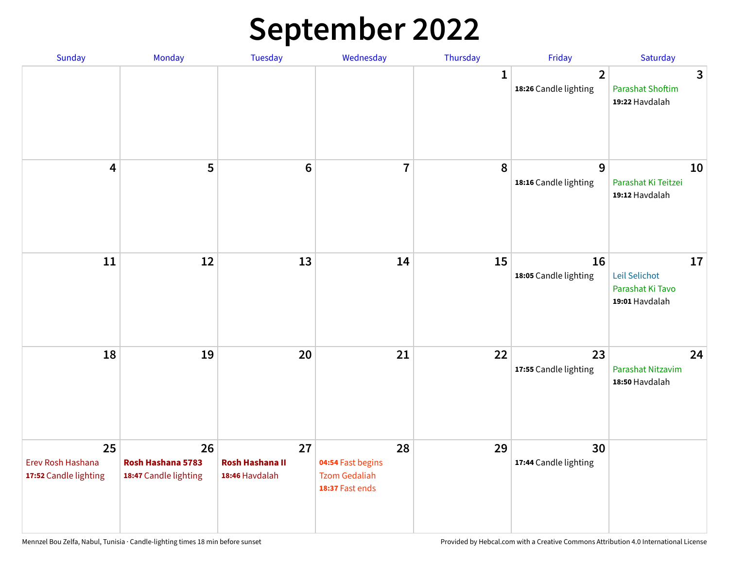# September 2022

| Sunday | Monday | Tuesday | Wednesday | Thursday | Friday | Saturday |
|---|---|---|---|---|---|---|
| | | | | 1 | 2<br>**18:26** Candle lighting | 3<br>Parashat Shoftim<br>**19:22** Havdalah |
| 4 | 5 | 6 | 7 | 8 | 9<br>**18:16** Candle lighting | 10<br>Parashat Ki Teitzei<br>**19:12** Havdalah |
| 11 | 12 | 13 | 14 | 15 | 16<br>**18:05** Candle lighting | 17<br>Leil Selichot<br>Parashat Ki Tavo<br>**19:01** Havdalah |
| 18 | 19 | 20 | 21 | 22 | 23<br>**17:55** Candle lighting | 24<br>Parashat Nitzavim<br>**18:50** Havdalah |
| 25<br>Erev Rosh Hashana<br>**17:52** Candle lighting | 26<br>**Rosh Hashana 5783**<br>**18:47** Candle lighting | 27<br>**Rosh Hashana II**<br>**18:46** Havdalah | 28<br>**04:54** Fast begins<br>Tzom Gedaliah<br>**18:37** Fast ends | 29 | 30<br>**17:44** Candle lighting | |

Mennzel Bou Zelfa, Nabul, Tunisia · Candle-lighting times 18 min before sunset

Provided by Hebcal.com with a Creative Commons Attribution 4.0 International License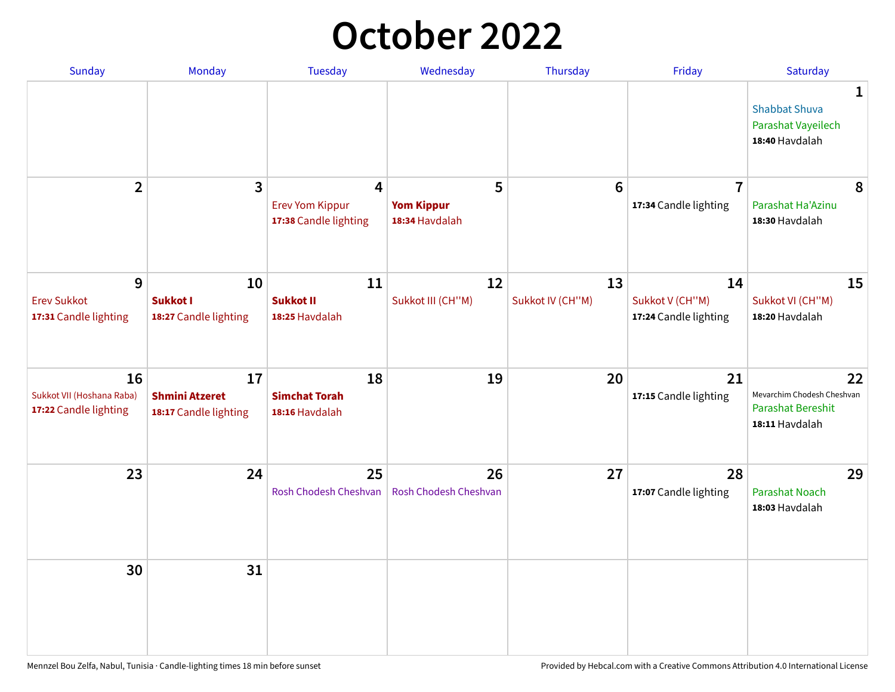# October 2022

| Sunday | Monday | Tuesday | Wednesday | Thursday | Friday | Saturday |
|---|---|---|---|---|---|---|
| | | | | | | **1** Shabbat Shuva<br>Parashat Vayeilech<br>**18:40** Havdalah |
| **2** | **3** | **4** Erev Yom Kippur<br>**17:38** Candle lighting | **5** **Yom Kippur**<br>**18:34** Havdalah | **6** | **7** **17:34** Candle lighting | **8** Parashat Ha'Azinu<br>**18:30** Havdalah |
| **9** Erev Sukkot<br>**17:31** Candle lighting | **10** **Sukkot I**<br>**18:27** Candle lighting | **11** **Sukkot II**<br>**18:25** Havdalah | **12** Sukkot III (CH''M) | **13** Sukkot IV (CH''M) | **14** Sukkot V (CH''M)<br>**17:24** Candle lighting | **15** Sukkot VI (CH''M)<br>**18:20** Havdalah |
| **16** Sukkot VII (Hoshana Raba)<br>**17:22** Candle lighting | **17** **Shmini Atzeret**<br>**18:17** Candle lighting | **18** **Simchat Torah**<br>**18:16** Havdalah | **19** | **20** | **21** **17:15** Candle lighting | **22** Mevarchim Chodesh Cheshvan<br>Parashat Bereshit<br>**18:11** Havdalah |
| **23** | **24** | **25** Rosh Chodesh Cheshvan | **26** Rosh Chodesh Cheshvan | **27** | **28** **17:07** Candle lighting | **29** Parashat Noach<br>**18:03** Havdalah |
| **30** | **31** | | | | | |

Mennzel Bou Zelfa, Nabul, Tunisia · Candle-lighting times 18 min before sunset

Provided by Hebcal.com with a Creative Commons Attribution 4.0 International License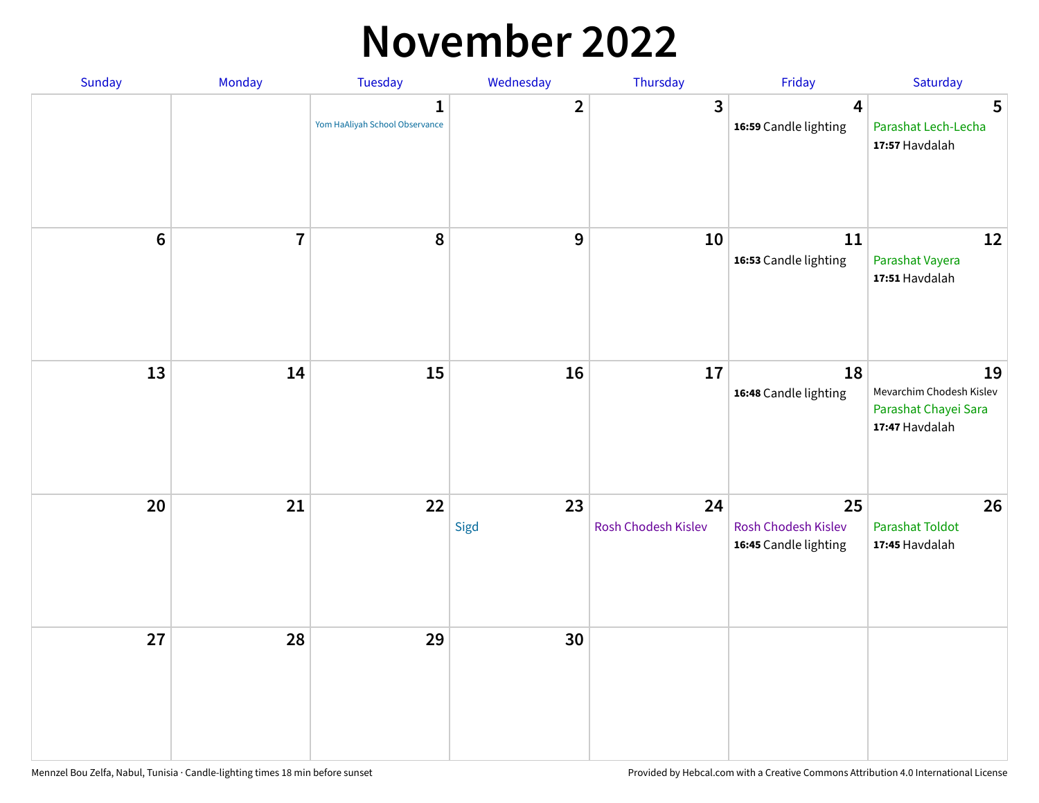# November 2022

| Sunday | Monday | Tuesday | Wednesday | Thursday | Friday | Saturday |
|---|---|---|---|---|---|---|
| | | 1<br>Yom HaAliyah School Observance | 2 | 3 | 4<br>**16:59** Candle lighting | 5<br>Parashat Lech-Lecha<br>**17:57** Havdalah |
| 6 | 7 | 8 | 9 | 10 | 11<br>**16:53** Candle lighting | 12<br>Parashat Vayera<br>**17:51** Havdalah |
| 13 | 14 | 15 | 16 | 17 | 18<br>**16:48** Candle lighting | 19<br>Mevarchim Chodesh Kislev<br>Parashat Chayei Sara<br>**17:47** Havdalah |
| 20 | 21 | 22 | 23<br>Sigd | 24<br>Rosh Chodesh Kislev | 25<br>Rosh Chodesh Kislev<br>**16:45** Candle lighting | 26<br>Parashat Toldot<br>**17:45** Havdalah |
| 27 | 28 | 29 | 30 | | | |

Mennzel Bou Zelfa, Nabul, Tunisia · Candle-lighting times 18 min before sunset

Provided by Hebcal.com with a Creative Commons Attribution 4.0 International License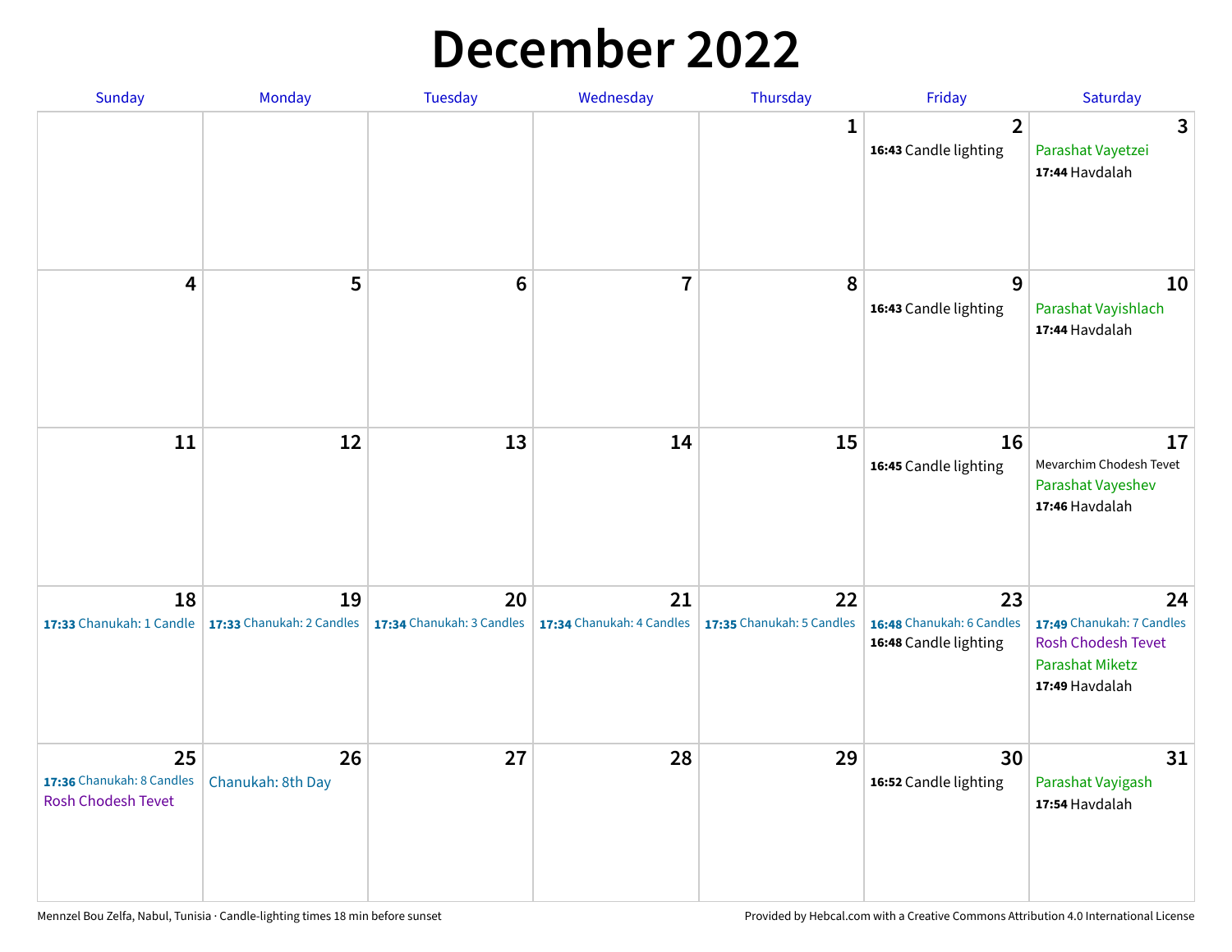# December 2022

| Sunday | Monday | Tuesday | Wednesday | Thursday | Friday | Saturday |
|---|---|---|---|---|---|---|
| | | | | 1 | 2<br>**16:43** Candle lighting | 3<br>Parashat Vayetzei<br>**17:44** Havdalah |
| 4 | 5 | 6 | 7 | 8 | 9<br>**16:43** Candle lighting | 10<br>Parashat Vayishlach<br>**17:44** Havdalah |
| 11 | 12 | 13 | 14 | 15 | 16<br>**16:45** Candle lighting | 17<br>Mevarchim Chodesh Tevet<br>Parashat Vayeshev<br>**17:46** Havdalah |
| 18<br>**17:33** Chanukah: 1 Candle | 19<br>**17:33** Chanukah: 2 Candles | 20<br>**17:34** Chanukah: 3 Candles | 21<br>**17:34** Chanukah: 4 Candles | 22<br>**17:35** Chanukah: 5 Candles | 23<br>**16:48** Chanukah: 6 Candles<br>**16:48** Candle lighting | 24<br>**17:49** Chanukah: 7 Candles<br>Rosh Chodesh Tevet<br>Parashat Miketz<br>**17:49** Havdalah |
| 25<br>**17:36** Chanukah: 8 Candles<br>Rosh Chodesh Tevet | 26<br>Chanukah: 8th Day | 27 | 28 | 29 | 30<br>**16:52** Candle lighting | 31<br>Parashat Vayigash<br>**17:54** Havdalah |

Mennzel Bou Zelfa, Nabul, Tunisia · Candle-lighting times 18 min before sunset

Provided by Hebcal.com with a Creative Commons Attribution 4.0 International License